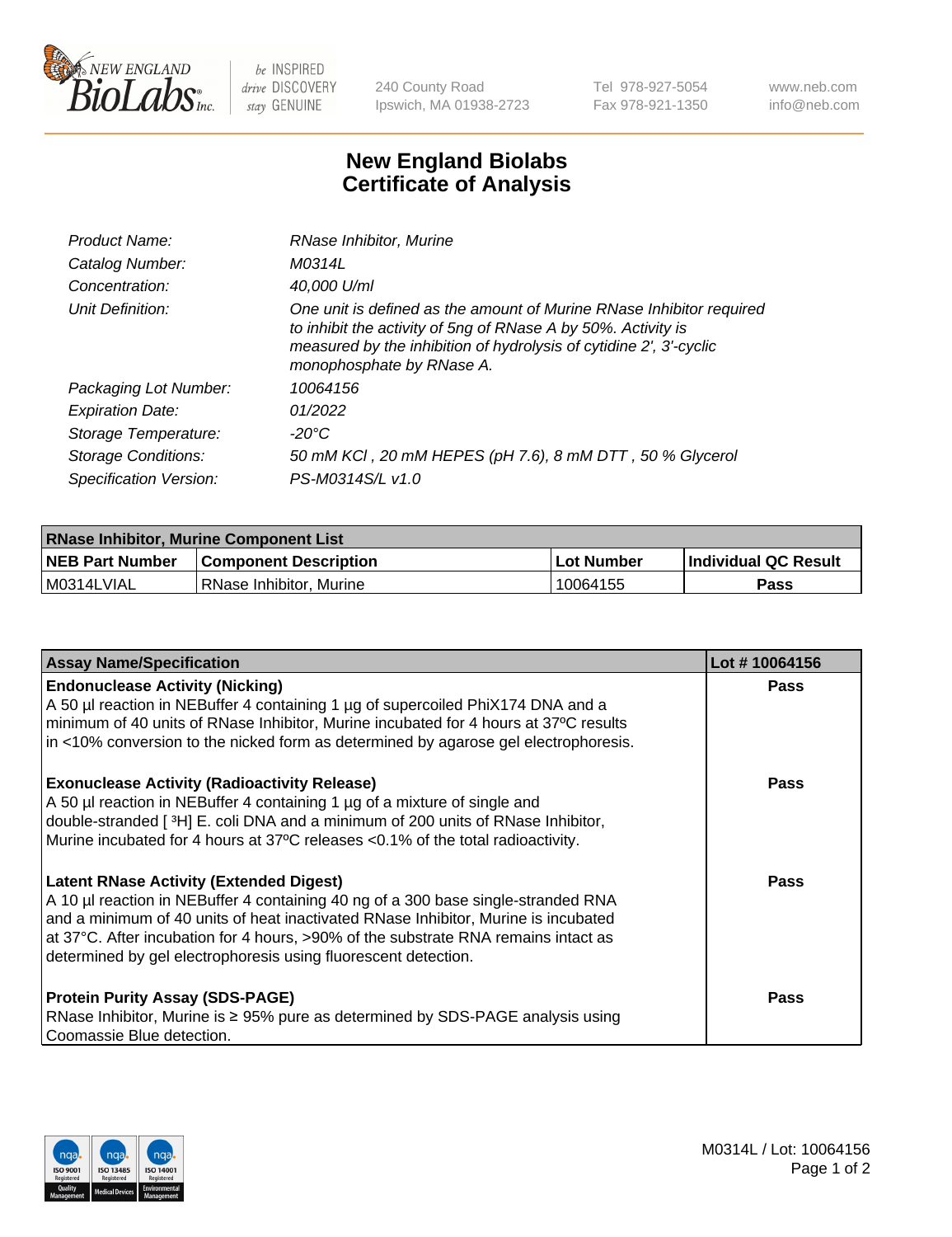# New England Biolabs
# Certificate of Analysis

| | |
|---|---|
| *Product Name:* | *RNase Inhibitor, Murine* |
| *Catalog Number:* | *M0314L* |
| *Concentration:* | *40,000 U/ml* |
| *Unit Definition:* | *One unit is defined as the amount of Murine RNase Inhibitor required to inhibit the activity of 5ng of RNase A by 50%. Activity is measured by the inhibition of hydrolysis of cytidine 2', 3'-cyclic monophosphate by RNase A.* |
| *Packaging Lot Number:* | *10064156* |
| *Expiration Date:* | *01/2022* |
| *Storage Temperature:* | *-20°C* |
| *Storage Conditions:* | *50 mM KCl , 20 mM HEPES (pH 7.6), 8 mM DTT , 50 % Glycerol* |
| *Specification Version:* | *PS-M0314S/L v1.0* |

| **RNase Inhibitor, Murine Component List** | | | |
|---|---|---|---|
| **NEB Part Number** | **Component Description** | **Lot Number** | **Individual QC Result** |
| M0314LVIAL | RNase Inhibitor, Murine | 10064155 | **Pass** |

| **Assay Name/Specification** | **Lot # 10064156** |
|---|---|
| **Endonuclease Activity (Nicking)**<br>A 50 µl reaction in NEBuffer 4 containing 1 µg of supercoiled PhiX174 DNA and a minimum of 40 units of RNase Inhibitor, Murine incubated for 4 hours at 37ºC results in <10% conversion to the nicked form as determined by agarose gel electrophoresis. | **Pass** |
| **Exonuclease Activity (Radioactivity Release)**<br>A 50 µl reaction in NEBuffer 4 containing 1 µg of a mixture of single and double-stranded [ $^{3}$H] E. coli DNA and a minimum of 200 units of RNase Inhibitor, Murine incubated for 4 hours at 37ºC releases <0.1% of the total radioactivity. | **Pass** |
| **Latent RNase Activity (Extended Digest)**<br>A 10 µl reaction in NEBuffer 4 containing 40 ng of a 300 base single-stranded RNA and a minimum of 40 units of heat inactivated RNase Inhibitor, Murine is incubated at 37°C. After incubation for 4 hours, >90% of the substrate RNA remains intact as determined by gel electrophoresis using fluorescent detection. | **Pass** |
| **Protein Purity Assay (SDS-PAGE)**<br>RNase Inhibitor, Murine is ≥ 95% pure as determined by SDS-PAGE analysis using Coomassie Blue detection. | **Pass** |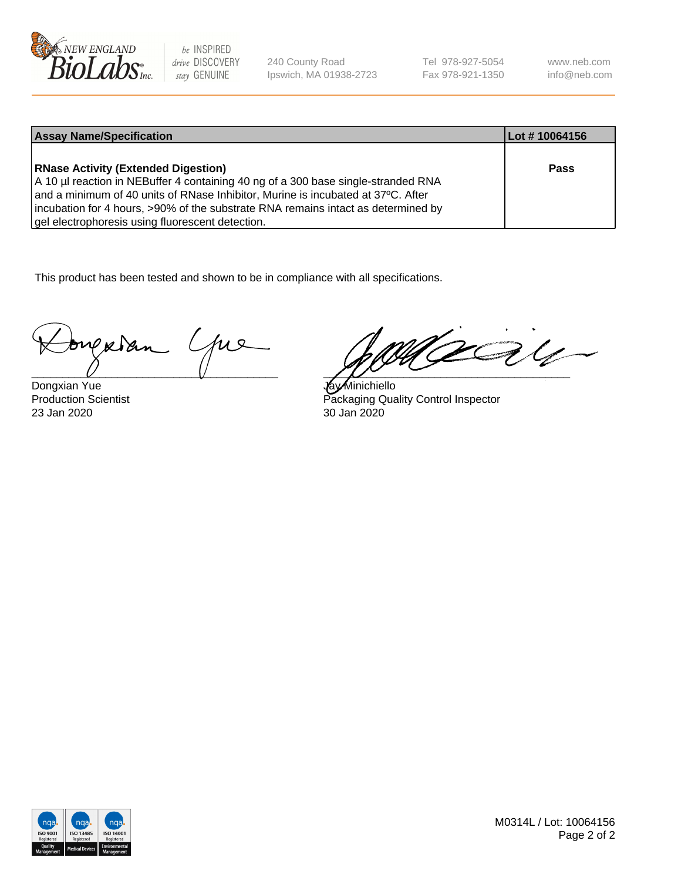| Assay Name/Specification | Lot # 10064156 |
| --- | --- |
| **RNase Activity (Extended Digestion)**<br>A 10 µl reaction in NEBuffer 4 containing 40 ng of a 300 base single-stranded RNA and a minimum of 40 units of RNase Inhibitor, Murine is incubated at 37ºC. After incubation for 4 hours, >90% of the substrate RNA remains intact as determined by gel electrophoresis using fluorescent detection. | **Pass** |

This product has been tested and shown to be in compliance with all specifications.

Dongxian Yue
Production Scientist
23 Jan 2020

Jay Minichiello
Packaging Quality Control Inspector
30 Jan 2020

M0314L / Lot: 10064156